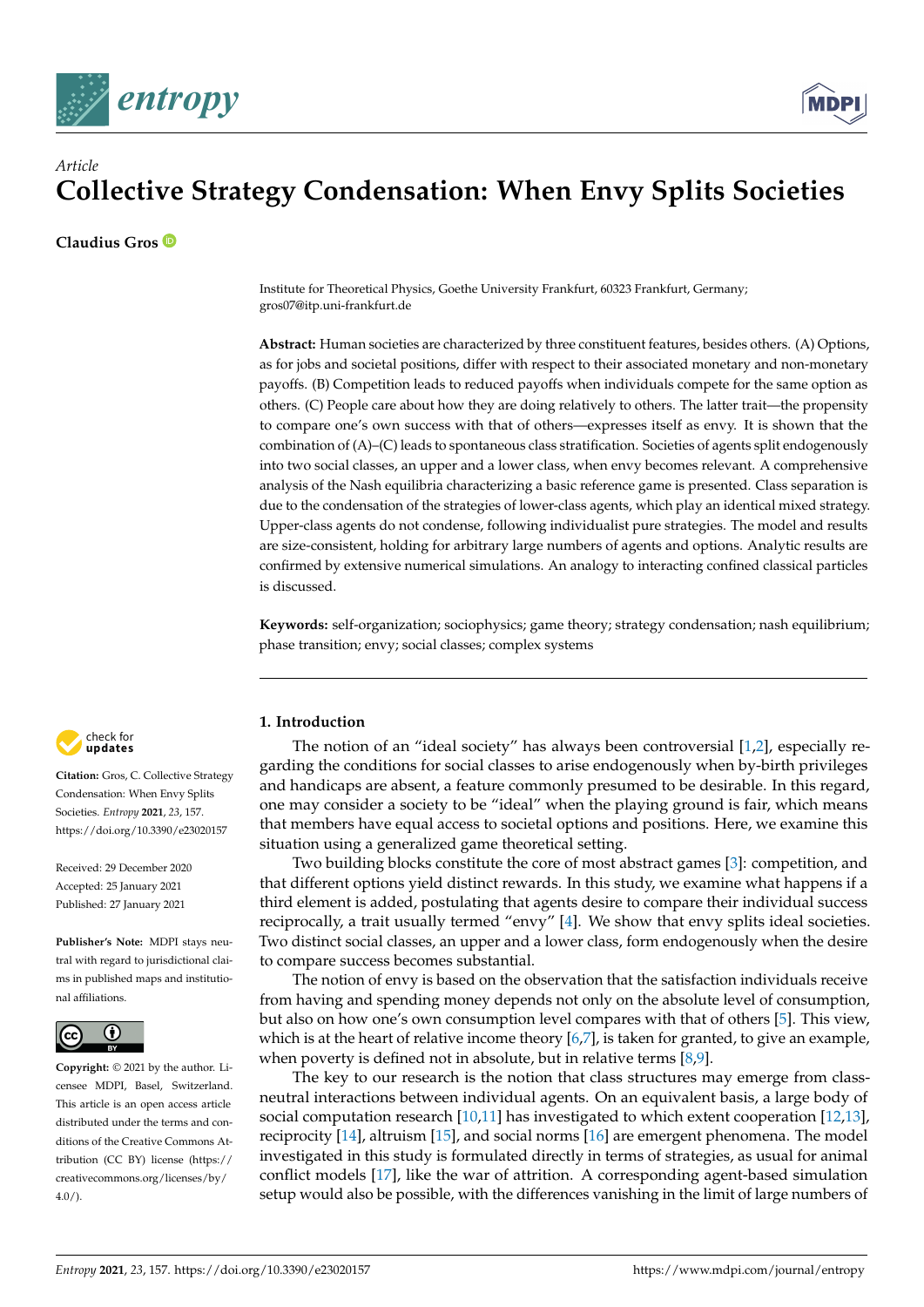*Article*

# Collective Strategy Condensation: When Envy Splits Societies

**Claudius Gros**

Institute for Theoretical Physics, Goethe University Frankfurt, 60323 Frankfurt, Germany; gros07@itp.uni-frankfurt.de

**Abstract:** Human societies are characterized by three constituent features, besides others. (A) Options, as for jobs and societal positions, differ with respect to their associated monetary and non-monetary payoffs. (B) Competition leads to reduced payoffs when individuals compete for the same option as others. (C) People care about how they are doing relatively to others. The latter trait—the propensity to compare one's own success with that of others—expresses itself as envy. It is shown that the combination of (A)–(C) leads to spontaneous class stratification. Societies of agents split endogenously into two social classes, an upper and a lower class, when envy becomes relevant. A comprehensive analysis of the Nash equilibria characterizing a basic reference game is presented. Class separation is due to the condensation of the strategies of lower-class agents, which play an identical mixed strategy. Upper-class agents do not condense, following individualist pure strategies. The model and results are size-consistent, holding for arbitrary large numbers of agents and options. Analytic results are confirmed by extensive numerical simulations. An analogy to interacting confined classical particles is discussed.

**Keywords:** self-organization; sociophysics; game theory; strategy condensation; nash equilibrium; phase transition; envy; social classes; complex systems

**Citation:** Gros, C. Collective Strategy Condensation: When Envy Splits Societies. *Entropy* **2021**, *23*, 157. https://doi.org/10.3390/e23020157

Received: 29 December 2020
Accepted: 25 January 2021
Published: 27 January 2021

**Publisher's Note:** MDPI stays neutral with regard to jurisdictional claims in published maps and institutional affiliations.

**Copyright:** © 2021 by the author. Licensee MDPI, Basel, Switzerland. This article is an open access article distributed under the terms and conditions of the Creative Commons Attribution (CC BY) license (https://creativecommons.org/licenses/by/4.0/).

## 1. Introduction

The notion of an "ideal society" has always been controversial [1,2], especially regarding the conditions for social classes to arise endogenously when by-birth privileges and handicaps are absent, a feature commonly presumed to be desirable. In this regard, one may consider a society to be "ideal" when the playing ground is fair, which means that members have equal access to societal options and positions. Here, we examine this situation using a generalized game theoretical setting.

Two building blocks constitute the core of most abstract games [3]: competition, and that different options yield distinct rewards. In this study, we examine what happens if a third element is added, postulating that agents desire to compare their individual success reciprocally, a trait usually termed "envy" [4]. We show that envy splits ideal societies. Two distinct social classes, an upper and a lower class, form endogenously when the desire to compare success becomes substantial.

The notion of envy is based on the observation that the satisfaction individuals receive from having and spending money depends not only on the absolute level of consumption, but also on how one's own consumption level compares with that of others [5]. This view, which is at the heart of relative income theory [6,7], is taken for granted, to give an example, when poverty is defined not in absolute, but in relative terms [8,9].

The key to our research is the notion that class structures may emerge from class-neutral interactions between individual agents. On an equivalent basis, a large body of social computation research [10,11] has investigated to which extent cooperation [12,13], reciprocity [14], altruism [15], and social norms [16] are emergent phenomena. The model investigated in this study is formulated directly in terms of strategies, as usual for animal conflict models [17], like the war of attrition. A corresponding agent-based simulation setup would also be possible, with the differences vanishing in the limit of large numbers of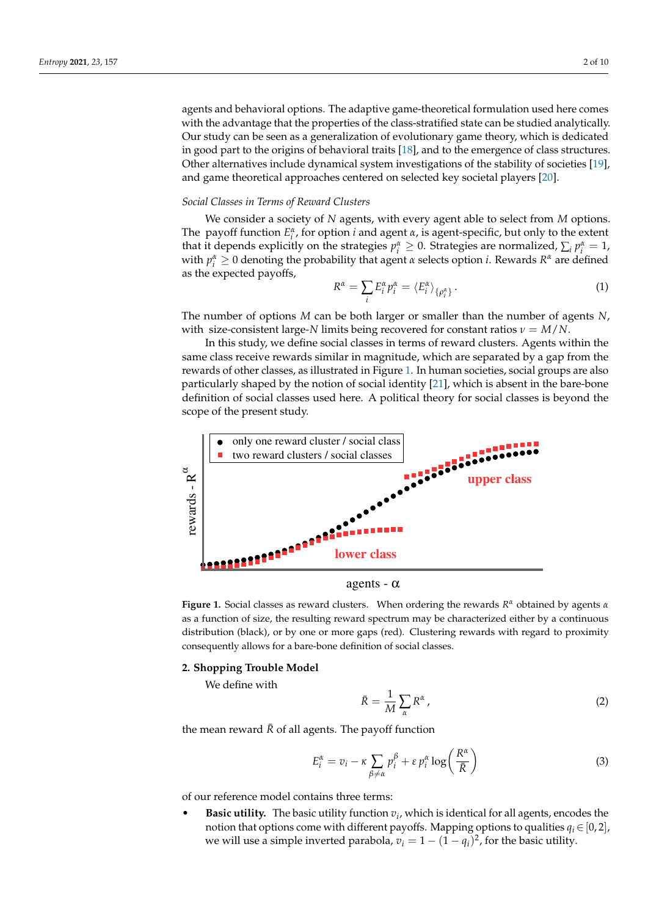agents and behavioral options. The adaptive game-theoretical formulation used here comes with the advantage that the properties of the class-stratified state can be studied analytically. Our study can be seen as a generalization of evolutionary game theory, which is dedicated in good part to the origins of behavioral traits [18], and to the emergence of class structures. Other alternatives include dynamical system investigations of the stability of societies [19], and game theoretical approaches centered on selected key societal players [20].

*Social Classes in Terms of Reward Clusters*

We consider a society of $N$ agents, with every agent able to select from $M$ options. The payoff function $E_i^\alpha$, for option $i$ and agent $\alpha$, is agent-specific, but only to the extent that it depends explicitly on the strategies $p_i^\alpha \geq 0$. Strategies are normalized, $\sum_i p_i^\alpha = 1$, with $p_i^\alpha \geq 0$ denoting the probability that agent $\alpha$ selects option $i$. Rewards $R^\alpha$ are defined as the expected payoffs,

$$R^\alpha = \sum_i E_i^\alpha p_i^\alpha = \langle E_i^\alpha \rangle_{\{p_i^\alpha\}}. \tag{1}$$

The number of options $M$ can be both larger or smaller than the number of agents $N$, with size-consistent large-$N$ limits being recovered for constant ratios $\nu = M/N$.

In this study, we define social classes in terms of reward clusters. Agents within the same class receive rewards similar in magnitude, which are separated by a gap from the rewards of other classes, as illustrated in Figure 1. In human societies, social groups are also particularly shaped by the notion of social identity [21], which is absent in the bare-bone definition of social classes used here. A political theory for social classes is beyond the scope of the present study.

**Figure 1.** Social classes as reward clusters. When ordering the rewards $R^\alpha$ obtained by agents $\alpha$ as a function of size, the resulting reward spectrum may be characterized either by a continuous distribution (black), or by one or more gaps (red). Clustering rewards with regard to proximity consequently allows for a bare-bone definition of social classes.

## 2. Shopping Trouble Model

We define with

$$\bar{R} = \frac{1}{M} \sum_\alpha R^\alpha, \tag{2}$$

the mean reward $\bar{R}$ of all agents. The payoff function

$$E_i^\alpha = v_i - \kappa \sum_{\beta \neq \alpha} p_i^\beta + \varepsilon\, p_i^\alpha \log\left(\frac{R^\alpha}{\bar{R}}\right) \tag{3}$$

of our reference model contains three terms:

- **Basic utility.** The basic utility function $v_i$, which is identical for all agents, encodes the notion that options come with different payoffs. Mapping options to qualities $q_i \in [0, 2]$, we will use a simple inverted parabola, $v_i = 1 - (1 - q_i)^2$, for the basic utility.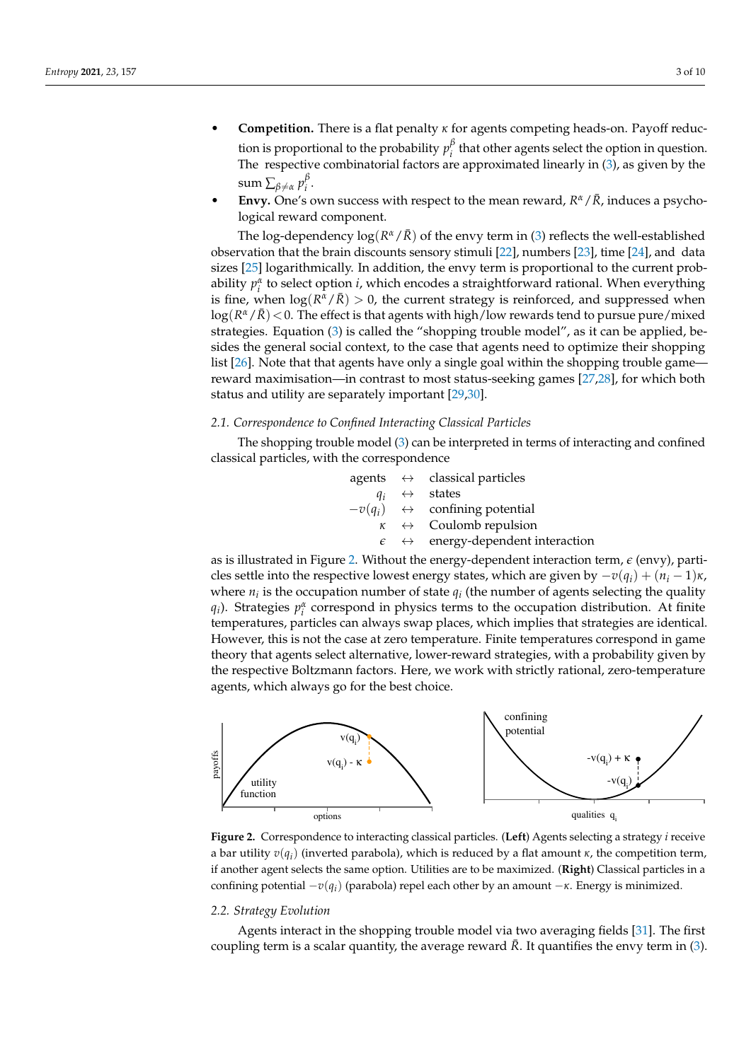- **Competition.** There is a flat penalty $\kappa$ for agents competing heads-on. Payoff reduction is proportional to the probability $p_i^\beta$ that other agents select the option in question. The respective combinatorial factors are approximated linearly in (3), as given by the sum $\sum_{\beta \neq \alpha} p_i^\beta$.
- **Envy.** One's own success with respect to the mean reward, $R^\alpha/\bar{R}$, induces a psychological reward component.

The log-dependency $\log(R^\alpha/\bar{R})$ of the envy term in (3) reflects the well-established observation that the brain discounts sensory stimuli [22], numbers [23], time [24], and data sizes [25] logarithmically. In addition, the envy term is proportional to the current probability $p_i^\alpha$ to select option $i$, which encodes a straightforward rational. When everything is fine, when $\log(R^\alpha/\bar{R}) > 0$, the current strategy is reinforced, and suppressed when $\log(R^\alpha/\bar{R}) < 0$. The effect is that agents with high/low rewards tend to pursue pure/mixed strategies. Equation (3) is called the "shopping trouble model", as it can be applied, besides the general social context, to the case that agents need to optimize their shopping list [26]. Note that that agents have only a single goal within the shopping trouble game—reward maximisation—in contrast to most status-seeking games [27,28], for which both status and utility are separately important [29,30].

### 2.1. Correspondence to Confined Interacting Classical Particles

The shopping trouble model (3) can be interpreted in terms of interacting and confined classical particles, with the correspondence

$$
\begin{array}{rcl}
\text{agents} & \leftrightarrow & \text{classical particles} \\
q_i & \leftrightarrow & \text{states} \\
-v(q_i) & \leftrightarrow & \text{confining potential} \\
\kappa & \leftrightarrow & \text{Coulomb repulsion} \\
\epsilon & \leftrightarrow & \text{energy-dependent interaction}
\end{array}
$$

as is illustrated in Figure 2. Without the energy-dependent interaction term, $\epsilon$ (envy), particles settle into the respective lowest energy states, which are given by $-v(q_i) + (n_i - 1)\kappa$, where $n_i$ is the occupation number of state $q_i$ (the number of agents selecting the quality $q_i$). Strategies $p_i^\alpha$ correspond in physics terms to the occupation distribution. At finite temperatures, particles can always swap places, which implies that strategies are identical. However, this is not the case at zero temperature. Finite temperatures correspond in game theory that agents select alternative, lower-reward strategies, with a probability given by the respective Boltzmann factors. Here, we work with strictly rational, zero-temperature agents, which always go for the best choice.

**Figure 2.** Correspondence to interacting classical particles. (**Left**) Agents selecting a strategy $i$ receive a bar utility $v(q_i)$ (inverted parabola), which is reduced by a flat amount $\kappa$, the competition term, if another agent selects the same option. Utilities are to be maximized. (**Right**) Classical particles in a confining potential $-v(q_i)$ (parabola) repel each other by an amount $-\kappa$. Energy is minimized.

### 2.2. Strategy Evolution

Agents interact in the shopping trouble model via two averaging fields [31]. The first coupling term is a scalar quantity, the average reward $\bar{R}$. It quantifies the envy term in (3).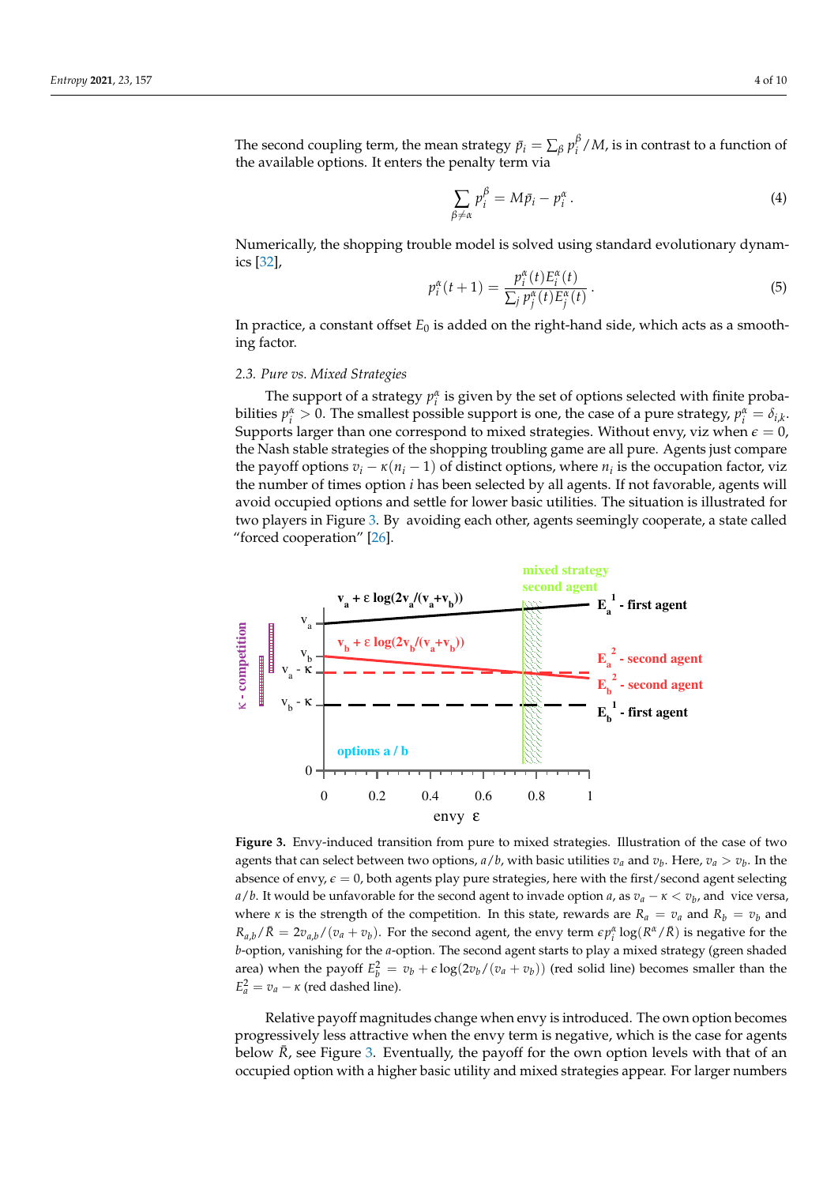The second coupling term, the mean strategy $\bar{p}_i = \sum_\beta p_i^\beta / M$, is in contrast to a function of the available options. It enters the penalty term via

$$\sum_{\beta \neq \alpha} p_i^\beta = M\bar{p}_i - p_i^\alpha \,. \tag{4}$$

Numerically, the shopping trouble model is solved using standard evolutionary dynamics [32],

$$p_i^\alpha(t+1) = \frac{p_i^\alpha(t) E_i^\alpha(t)}{\sum_j p_j^\alpha(t) E_j^\alpha(t)} \,. \tag{5}$$

In practice, a constant offset $E_0$ is added on the right-hand side, which acts as a smoothing factor.

### 2.3. Pure vs. Mixed Strategies

The support of a strategy $p_i^\alpha$ is given by the set of options selected with finite probabilities $p_i^\alpha > 0$. The smallest possible support is one, the case of a pure strategy, $p_i^\alpha = \delta_{i,k}$. Supports larger than one correspond to mixed strategies. Without envy, viz when $\epsilon = 0$, the Nash stable strategies of the shopping troubling game are all pure. Agents just compare the payoff options $v_i - \kappa(n_i - 1)$ of distinct options, where $n_i$ is the occupation factor, viz the number of times option $i$ has been selected by all agents. If not favorable, agents will avoid occupied options and settle for lower basic utilities. The situation is illustrated for two players in Figure 3. By avoiding each other, agents seemingly cooperate, a state called "forced cooperation" [26].

**Figure 3.** Envy-induced transition from pure to mixed strategies. Illustration of the case of two agents that can select between two options, $a/b$, with basic utilities $v_a$ and $v_b$. Here, $v_a > v_b$. In the absence of envy, $\epsilon = 0$, both agents play pure strategies, here with the first/second agent selecting $a/b$. It would be unfavorable for the second agent to invade option $a$, as $v_a - \kappa < v_b$, and vice versa, where $\kappa$ is the strength of the competition. In this state, rewards are $R_a = v_a$ and $R_b = v_b$ and $R_{a,b}/\bar{R} = 2v_{a,b}/(v_a + v_b)$. For the second agent, the envy term $\epsilon p_i^\alpha \log(R^\alpha/\bar{R})$ is negative for the $b$-option, vanishing for the $a$-option. The second agent starts to play a mixed strategy (green shaded area) when the payoff $E_b^2 = v_b + \epsilon \log(2v_b/(v_a + v_b))$ (red solid line) becomes smaller than the $E_a^2 = v_a - \kappa$ (red dashed line).

Relative payoff magnitudes change when envy is introduced. The own option becomes progressively less attractive when the envy term is negative, which is the case for agents below $\bar{R}$, see Figure 3. Eventually, the payoff for the own option levels with that of an occupied option with a higher basic utility and mixed strategies appear. For larger numbers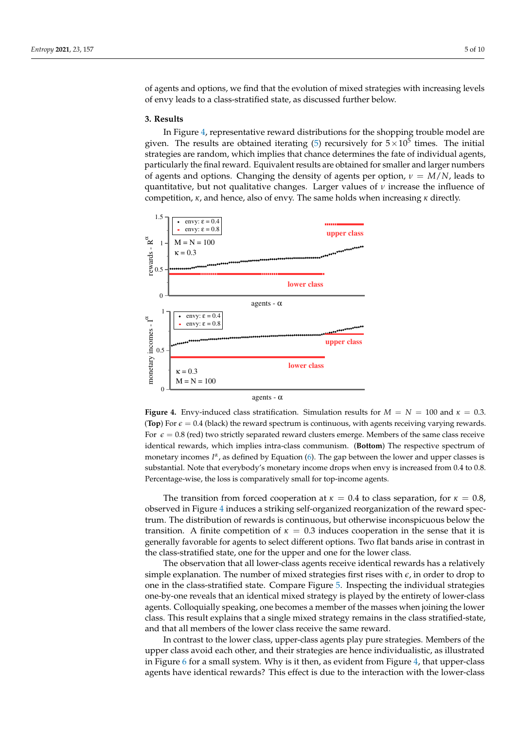of agents and options, we find that the evolution of mixed strategies with increasing levels of envy leads to a class-stratified state, as discussed further below.

## 3. Results

In Figure 4, representative reward distributions for the shopping trouble model are given. The results are obtained iterating (5) recursively for $5 \times 10^5$ times. The initial strategies are random, which implies that chance determines the fate of individual agents, particularly the final reward. Equivalent results are obtained for smaller and larger numbers of agents and options. Changing the density of agents per option, $\nu = M/N$, leads to quantitative, but not qualitative changes. Larger values of $\nu$ increase the influence of competition, $\kappa$, and hence, also of envy. The same holds when increasing $\kappa$ directly.

**Figure 4.** Envy-induced class stratification. Simulation results for $M = N = 100$ and $\kappa = 0.3$. (**Top**) For $\epsilon = 0.4$ (black) the reward spectrum is continuous, with agents receiving varying rewards. For $\epsilon = 0.8$ (red) two strictly separated reward clusters emerge. Members of the same class receive identical rewards, which implies intra-class communism. (**Bottom**) The respective spectrum of monetary incomes $I^\alpha$, as defined by Equation (6). The gap between the lower and upper classes is substantial. Note that everybody's monetary income drops when envy is increased from 0.4 to 0.8. Percentage-wise, the loss is comparatively small for top-income agents.

The transition from forced cooperation at $\kappa = 0.4$ to class separation, for $\kappa = 0.8$, observed in Figure 4 induces a striking self-organized reorganization of the reward spectrum. The distribution of rewards is continuous, but otherwise inconspicuous below the transition. A finite competition of $\kappa = 0.3$ induces cooperation in the sense that it is generally favorable for agents to select different options. Two flat bands arise in contrast in the class-stratified state, one for the upper and one for the lower class.

The observation that all lower-class agents receive identical rewards has a relatively simple explanation. The number of mixed strategies first rises with $\epsilon$, in order to drop to one in the class-stratified state. Compare Figure 5. Inspecting the individual strategies one-by-one reveals that an identical mixed strategy is played by the entirety of lower-class agents. Colloquially speaking, one becomes a member of the masses when joining the lower class. This result explains that a single mixed strategy remains in the class stratified-state, and that all members of the lower class receive the same reward.

In contrast to the lower class, upper-class agents play pure strategies. Members of the upper class avoid each other, and their strategies are hence individualistic, as illustrated in Figure 6 for a small system. Why is it then, as evident from Figure 4, that upper-class agents have identical rewards? This effect is due to the interaction with the lower-class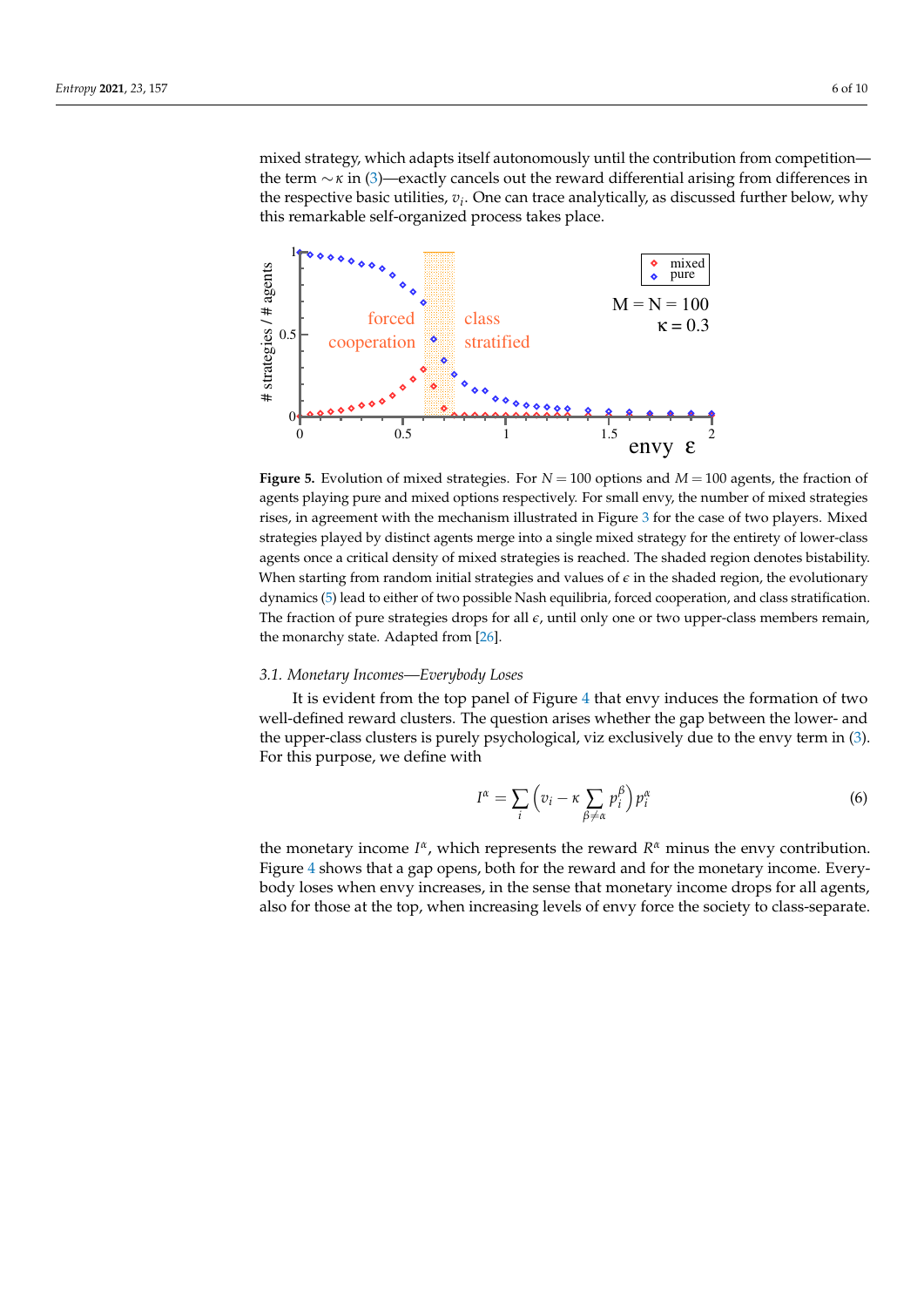mixed strategy, which adapts itself autonomously until the contribution from competition—the term $\sim\kappa$ in (3)—exactly cancels out the reward differential arising from differences in the respective basic utilities, $v_i$. One can trace analytically, as discussed further below, why this remarkable self-organized process takes place.

**Figure 5.** Evolution of mixed strategies. For $N = 100$ options and $M = 100$ agents, the fraction of agents playing pure and mixed options respectively. For small envy, the number of mixed strategies rises, in agreement with the mechanism illustrated in Figure 3 for the case of two players. Mixed strategies played by distinct agents merge into a single mixed strategy for the entirety of lower-class agents once a critical density of mixed strategies is reached. The shaded region denotes bistability. When starting from random initial strategies and values of $\epsilon$ in the shaded region, the evolutionary dynamics (5) lead to either of two possible Nash equilibria, forced cooperation, and class stratification. The fraction of pure strategies drops for all $\epsilon$, until only one or two upper-class members remain, the monarchy state. Adapted from [26].

### *3.1. Monetary Incomes—Everybody Loses*

It is evident from the top panel of Figure 4 that envy induces the formation of two well-defined reward clusters. The question arises whether the gap between the lower- and the upper-class clusters is purely psychological, viz exclusively due to the envy term in (3). For this purpose, we define with

$$I^\alpha = \sum_i \left( v_i - \kappa \sum_{\beta\neq\alpha} p_i^\beta \right) p_i^\alpha \tag{6}$$

the monetary income $I^\alpha$, which represents the reward $R^\alpha$ minus the envy contribution. Figure 4 shows that a gap opens, both for the reward and for the monetary income. Everybody loses when envy increases, in the sense that monetary income drops for all agents, also for those at the top, when increasing levels of envy force the society to class-separate.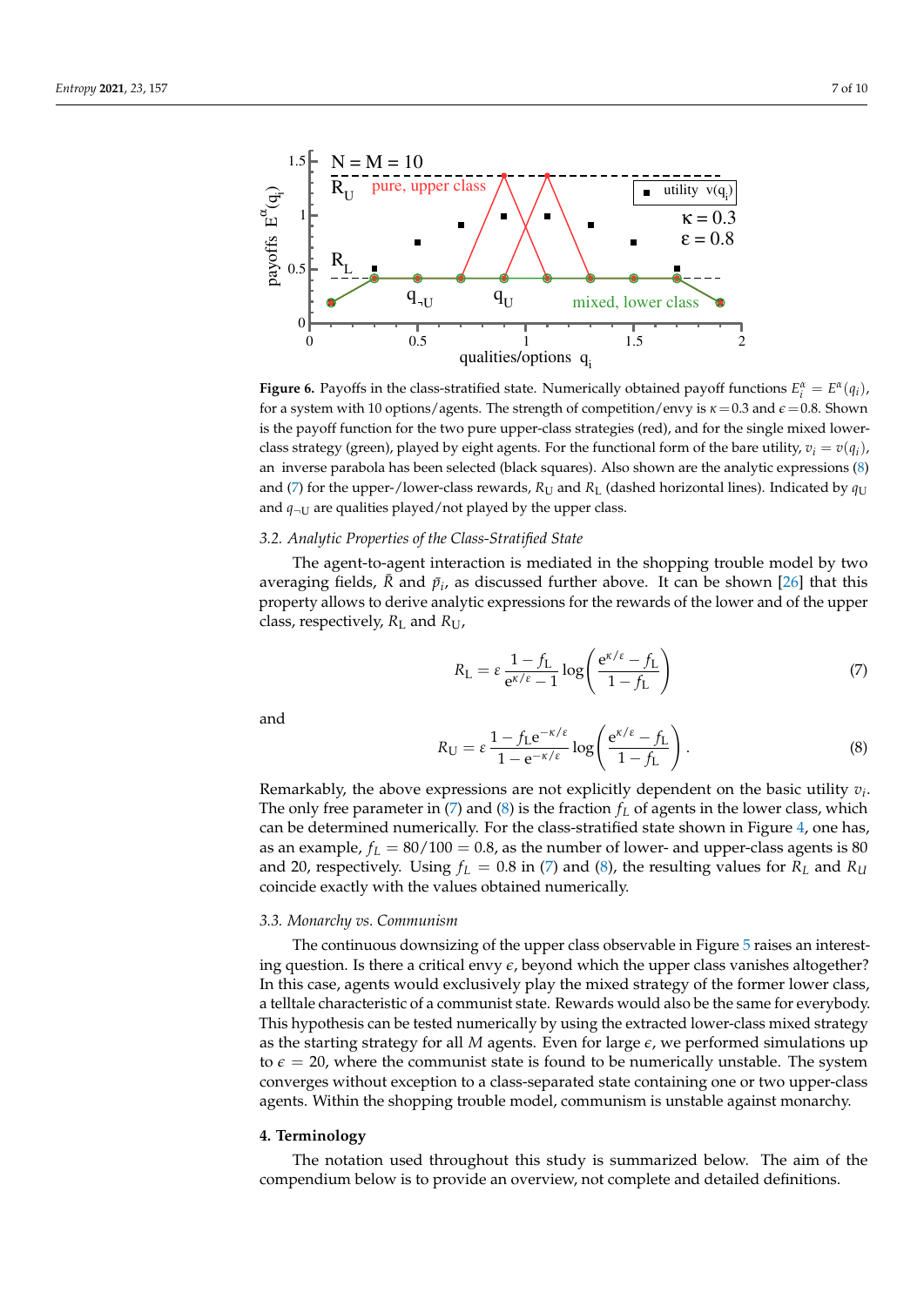**Figure 6.** Payoffs in the class-stratified state. Numerically obtained payoff functions $E_i^\alpha = E^\alpha(q_i)$, for a system with 10 options/agents. The strength of competition/envy is $\kappa = 0.3$ and $\epsilon = 0.8$. Shown is the payoff function for the two pure upper-class strategies (red), and for the single mixed lower-class strategy (green), played by eight agents. For the functional form of the bare utility, $v_i = v(q_i)$, an inverse parabola has been selected (black squares). Also shown are the analytic expressions (8) and (7) for the upper-/lower-class rewards, $R_U$ and $R_L$ (dashed horizontal lines). Indicated by $q_U$ and $q_{\neg U}$ are qualities played/not played by the upper class.

### 3.2. Analytic Properties of the Class-Stratified State

The agent-to-agent interaction is mediated in the shopping trouble model by two averaging fields, $\bar{R}$ and $\bar{p}_i$, as discussed further above. It can be shown [26] that this property allows to derive analytic expressions for the rewards of the lower and of the upper class, respectively, $R_L$ and $R_U$,

$$R_L = \epsilon \, \frac{1 - f_L}{e^{\kappa/\epsilon} - 1} \log\left(\frac{e^{\kappa/\epsilon} - f_L}{1 - f_L}\right) \tag{7}$$

and

$$R_U = \epsilon \, \frac{1 - f_L e^{-\kappa/\epsilon}}{1 - e^{-\kappa/\epsilon}} \log\left(\frac{e^{\kappa/\epsilon} - f_L}{1 - f_L}\right). \tag{8}$$

Remarkably, the above expressions are not explicitly dependent on the basic utility $v_i$. The only free parameter in (7) and (8) is the fraction $f_L$ of agents in the lower class, which can be determined numerically. For the class-stratified state shown in Figure 4, one has, as an example, $f_L = 80/100 = 0.8$, as the number of lower- and upper-class agents is 80 and 20, respectively. Using $f_L = 0.8$ in (7) and (8), the resulting values for $R_L$ and $R_U$ coincide exactly with the values obtained numerically.

### 3.3. Monarchy vs. Communism

The continuous downsizing of the upper class observable in Figure 5 raises an interesting question. Is there a critical envy $\epsilon$, beyond which the upper class vanishes altogether? In this case, agents would exclusively play the mixed strategy of the former lower class, a telltale characteristic of a communist state. Rewards would also be the same for everybody. This hypothesis can be tested numerically by using the extracted lower-class mixed strategy as the starting strategy for all $M$ agents. Even for large $\epsilon$, we performed simulations up to $\epsilon = 20$, where the communist state is found to be numerically unstable. The system converges without exception to a class-separated state containing one or two upper-class agents. Within the shopping trouble model, communism is unstable against monarchy.

## 4. Terminology

The notation used throughout this study is summarized below. The aim of the compendium below is to provide an overview, not complete and detailed definitions.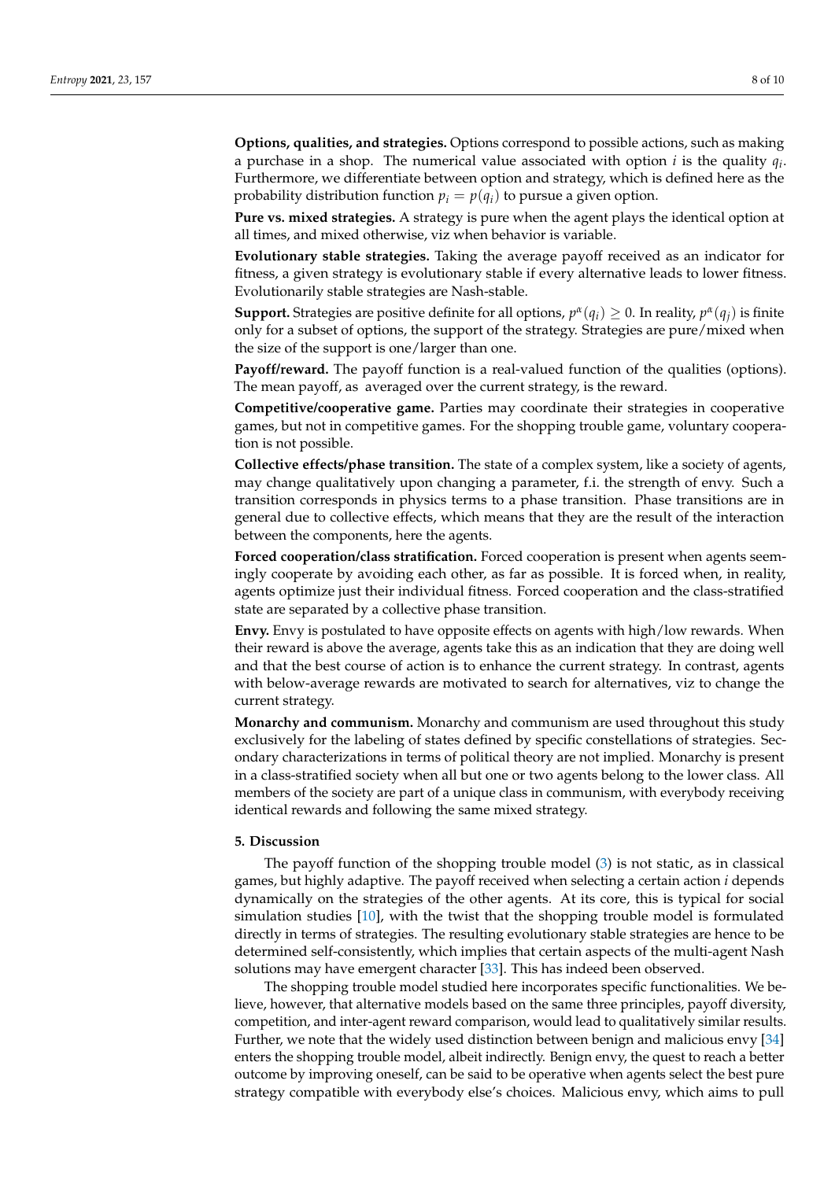**Options, qualities, and strategies.** Options correspond to possible actions, such as making a purchase in a shop. The numerical value associated with option $i$ is the quality $q_i$. Furthermore, we differentiate between option and strategy, which is defined here as the probability distribution function $p_i = p(q_i)$ to pursue a given option.

**Pure vs. mixed strategies.** A strategy is pure when the agent plays the identical option at all times, and mixed otherwise, viz when behavior is variable.

**Evolutionary stable strategies.** Taking the average payoff received as an indicator for fitness, a given strategy is evolutionary stable if every alternative leads to lower fitness. Evolutionarily stable strategies are Nash-stable.

**Support.** Strategies are positive definite for all options, $p^{\alpha}(q_i) \geq 0$. In reality, $p^{\alpha}(q_j)$ is finite only for a subset of options, the support of the strategy. Strategies are pure/mixed when the size of the support is one/larger than one.

**Payoff/reward.** The payoff function is a real-valued function of the qualities (options). The mean payoff, as averaged over the current strategy, is the reward.

**Competitive/cooperative game.** Parties may coordinate their strategies in cooperative games, but not in competitive games. For the shopping trouble game, voluntary cooperation is not possible.

**Collective effects/phase transition.** The state of a complex system, like a society of agents, may change qualitatively upon changing a parameter, f.i. the strength of envy. Such a transition corresponds in physics terms to a phase transition. Phase transitions are in general due to collective effects, which means that they are the result of the interaction between the components, here the agents.

**Forced cooperation/class stratification.** Forced cooperation is present when agents seemingly cooperate by avoiding each other, as far as possible. It is forced when, in reality, agents optimize just their individual fitness. Forced cooperation and the class-stratified state are separated by a collective phase transition.

**Envy.** Envy is postulated to have opposite effects on agents with high/low rewards. When their reward is above the average, agents take this as an indication that they are doing well and that the best course of action is to enhance the current strategy. In contrast, agents with below-average rewards are motivated to search for alternatives, viz to change the current strategy.

**Monarchy and communism.** Monarchy and communism are used throughout this study exclusively for the labeling of states defined by specific constellations of strategies. Secondary characterizations in terms of political theory are not implied. Monarchy is present in a class-stratified society when all but one or two agents belong to the lower class. All members of the society are part of a unique class in communism, with everybody receiving identical rewards and following the same mixed strategy.

## 5. Discussion

The payoff function of the shopping trouble model (3) is not static, as in classical games, but highly adaptive. The payoff received when selecting a certain action $i$ depends dynamically on the strategies of the other agents. At its core, this is typical for social simulation studies [10], with the twist that the shopping trouble model is formulated directly in terms of strategies. The resulting evolutionary stable strategies are hence to be determined self-consistently, which implies that certain aspects of the multi-agent Nash solutions may have emergent character [33]. This has indeed been observed.

The shopping trouble model studied here incorporates specific functionalities. We believe, however, that alternative models based on the same three principles, payoff diversity, competition, and inter-agent reward comparison, would lead to qualitatively similar results. Further, we note that the widely used distinction between benign and malicious envy [34] enters the shopping trouble model, albeit indirectly. Benign envy, the quest to reach a better outcome by improving oneself, can be said to be operative when agents select the best pure strategy compatible with everybody else's choices. Malicious envy, which aims to pull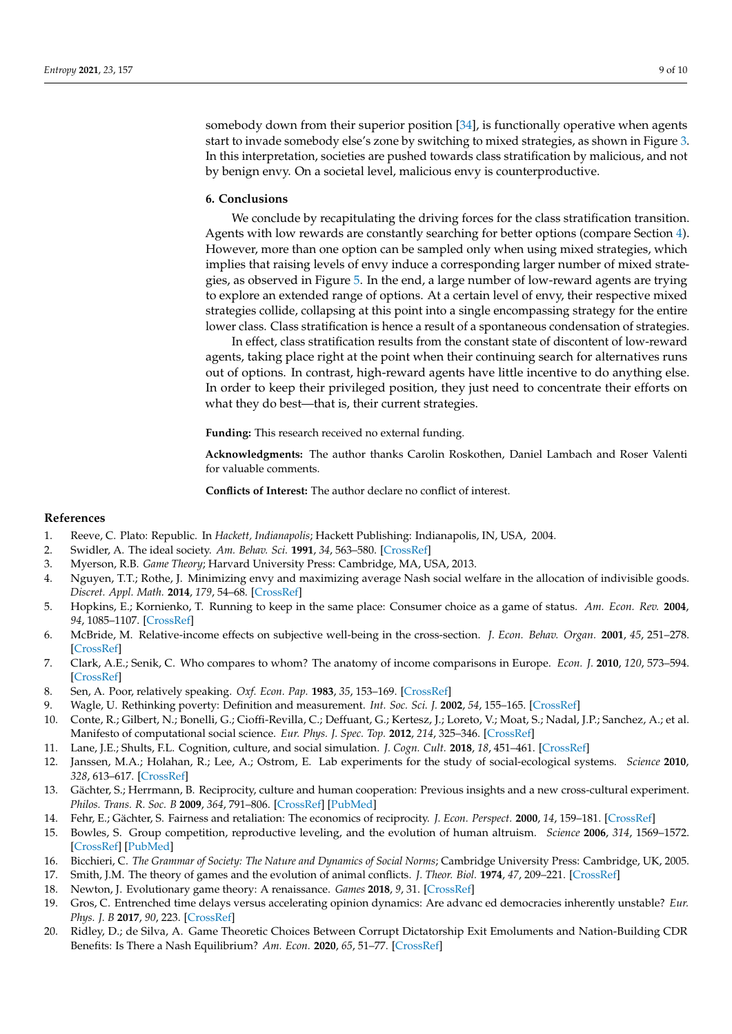somebody down from their superior position [34], is functionally operative when agents start to invade somebody else's zone by switching to mixed strategies, as shown in Figure 3. In this interpretation, societies are pushed towards class stratification by malicious, and not by benign envy. On a societal level, malicious envy is counterproductive.

## 6. Conclusions

We conclude by recapitulating the driving forces for the class stratification transition. Agents with low rewards are constantly searching for better options (compare Section 4). However, more than one option can be sampled only when using mixed strategies, which implies that raising levels of envy induce a corresponding larger number of mixed strategies, as observed in Figure 5. In the end, a large number of low-reward agents are trying to explore an extended range of options. At a certain level of envy, their respective mixed strategies collide, collapsing at this point into a single encompassing strategy for the entire lower class. Class stratification is hence a result of a spontaneous condensation of strategies.

In effect, class stratification results from the constant state of discontent of low-reward agents, taking place right at the point when their continuing search for alternatives runs out of options. In contrast, high-reward agents have little incentive to do anything else. In order to keep their privileged position, they just need to concentrate their efforts on what they do best—that is, their current strategies.

**Funding:** This research received no external funding.

**Acknowledgments:** The author thanks Carolin Roskothen, Daniel Lambach and Roser Valenti for valuable comments.

**Conflicts of Interest:** The author declare no conflict of interest.

## References

1. Reeve, C. Plato: Republic. In *Hackett, Indianapolis*; Hackett Publishing: Indianapolis, IN, USA, 2004.
2. Swidler, A. The ideal society. *Am. Behav. Sci.* **1991**, *34*, 563–580. [CrossRef]
3. Myerson, R.B. *Game Theory*; Harvard University Press: Cambridge, MA, USA, 2013.
4. Nguyen, T.T.; Rothe, J. Minimizing envy and maximizing average Nash social welfare in the allocation of indivisible goods. *Discret. Appl. Math.* **2014**, *179*, 54–68. [CrossRef]
5. Hopkins, E.; Kornienko, T. Running to keep in the same place: Consumer choice as a game of status. *Am. Econ. Rev.* **2004**, *94*, 1085–1107. [CrossRef]
6. McBride, M. Relative-income effects on subjective well-being in the cross-section. *J. Econ. Behav. Organ.* **2001**, *45*, 251–278. [CrossRef]
7. Clark, A.E.; Senik, C. Who compares to whom? The anatomy of income comparisons in Europe. *Econ. J.* **2010**, *120*, 573–594. [CrossRef]
8. Sen, A. Poor, relatively speaking. *Oxf. Econ. Pap.* **1983**, *35*, 153–169. [CrossRef]
9. Wagle, U. Rethinking poverty: Definition and measurement. *Int. Soc. Sci. J.* **2002**, *54*, 155–165. [CrossRef]
10. Conte, R.; Gilbert, N.; Bonelli, G.; Cioffi-Revilla, C.; Deffuant, G.; Kertesz, J.; Loreto, V.; Moat, S.; Nadal, J.P.; Sanchez, A.; et al. Manifesto of computational social science. *Eur. Phys. J. Spec. Top.* **2012**, *214*, 325–346. [CrossRef]
11. Lane, J.E.; Shults, F.L. Cognition, culture, and social simulation. *J. Cogn. Cult.* **2018**, *18*, 451–461. [CrossRef]
12. Janssen, M.A.; Holahan, R.; Lee, A.; Ostrom, E. Lab experiments for the study of social-ecological systems. *Science* **2010**, *328*, 613–617. [CrossRef]
13. Gächter, S.; Herrmann, B. Reciprocity, culture and human cooperation: Previous insights and a new cross-cultural experiment. *Philos. Trans. R. Soc. B* **2009**, *364*, 791–806. [CrossRef] [PubMed]
14. Fehr, E.; Gächter, S. Fairness and retaliation: The economics of reciprocity. *J. Econ. Perspect.* **2000**, *14*, 159–181. [CrossRef]
15. Bowles, S. Group competition, reproductive leveling, and the evolution of human altruism. *Science* **2006**, *314*, 1569–1572. [CrossRef] [PubMed]
16. Bicchieri, C. *The Grammar of Society: The Nature and Dynamics of Social Norms*; Cambridge University Press: Cambridge, UK, 2005.
17. Smith, J.M. The theory of games and the evolution of animal conflicts. *J. Theor. Biol.* **1974**, *47*, 209–221. [CrossRef]
18. Newton, J. Evolutionary game theory: A renaissance. *Games* **2018**, *9*, 31. [CrossRef]
19. Gros, C. Entrenched time delays versus accelerating opinion dynamics: Are advanc ed democracies inherently unstable? *Eur. Phys. J. B* **2017**, *90*, 223. [CrossRef]
20. Ridley, D.; de Silva, A. Game Theoretic Choices Between Corrupt Dictatorship Exit Emoluments and Nation-Building CDR Benefits: Is There a Nash Equilibrium? *Am. Econ.* **2020**, *65*, 51–77. [CrossRef]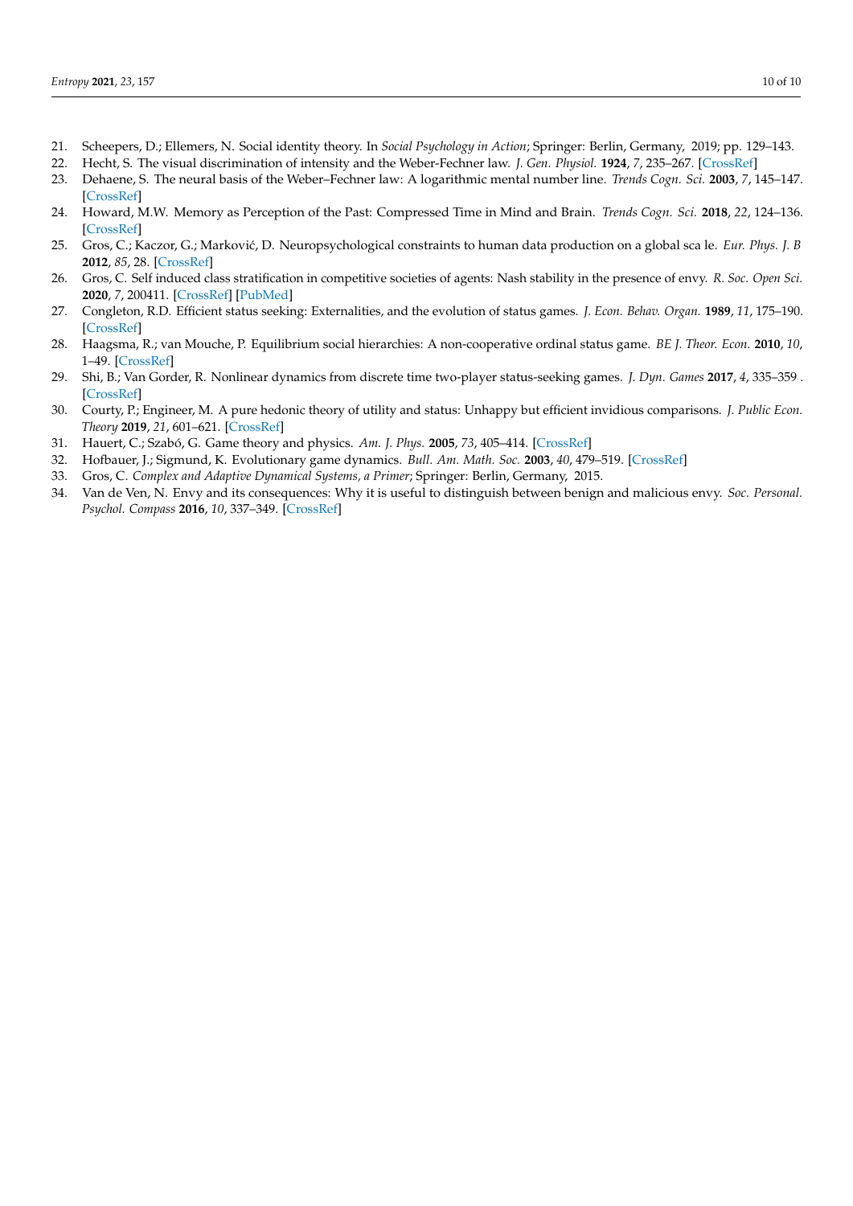21. Scheepers, D.; Ellemers, N. Social identity theory. In *Social Psychology in Action*; Springer: Berlin, Germany, 2019; pp. 129–143.
22. Hecht, S. The visual discrimination of intensity and the Weber-Fechner law. *J. Gen. Physiol.* **1924**, *7*, 235–267. [CrossRef]
23. Dehaene, S. The neural basis of the Weber–Fechner law: A logarithmic mental number line. *Trends Cogn. Sci.* **2003**, *7*, 145–147. [CrossRef]
24. Howard, M.W. Memory as Perception of the Past: Compressed Time in Mind and Brain. *Trends Cogn. Sci.* **2018**, *22*, 124–136. [CrossRef]
25. Gros, C.; Kaczor, G.; Marković, D. Neuropsychological constraints to human data production on a global sca le. *Eur. Phys. J. B* **2012**, *85*, 28. [CrossRef]
26. Gros, C. Self induced class stratification in competitive societies of agents: Nash stability in the presence of envy. *R. Soc. Open Sci.* **2020**, *7*, 200411. [CrossRef] [PubMed]
27. Congleton, R.D. Efficient status seeking: Externalities, and the evolution of status games. *J. Econ. Behav. Organ.* **1989**, *11*, 175–190. [CrossRef]
28. Haagsma, R.; van Mouche, P. Equilibrium social hierarchies: A non-cooperative ordinal status game. *BE J. Theor. Econ.* **2010**, *10*, 1–49. [CrossRef]
29. Shi, B.; Van Gorder, R. Nonlinear dynamics from discrete time two-player status-seeking games. *J. Dyn. Games* **2017**, *4*, 335–359 . [CrossRef]
30. Courty, P.; Engineer, M. A pure hedonic theory of utility and status: Unhappy but efficient invidious comparisons. *J. Public Econ. Theory* **2019**, *21*, 601–621. [CrossRef]
31. Hauert, C.; Szabó, G. Game theory and physics. *Am. J. Phys.* **2005**, *73*, 405–414. [CrossRef]
32. Hofbauer, J.; Sigmund, K. Evolutionary game dynamics. *Bull. Am. Math. Soc.* **2003**, *40*, 479–519. [CrossRef]
33. Gros, C. *Complex and Adaptive Dynamical Systems, a Primer*; Springer: Berlin, Germany, 2015.
34. Van de Ven, N. Envy and its consequences: Why it is useful to distinguish between benign and malicious envy. *Soc. Personal. Psychol. Compass* **2016**, *10*, 337–349. [CrossRef]